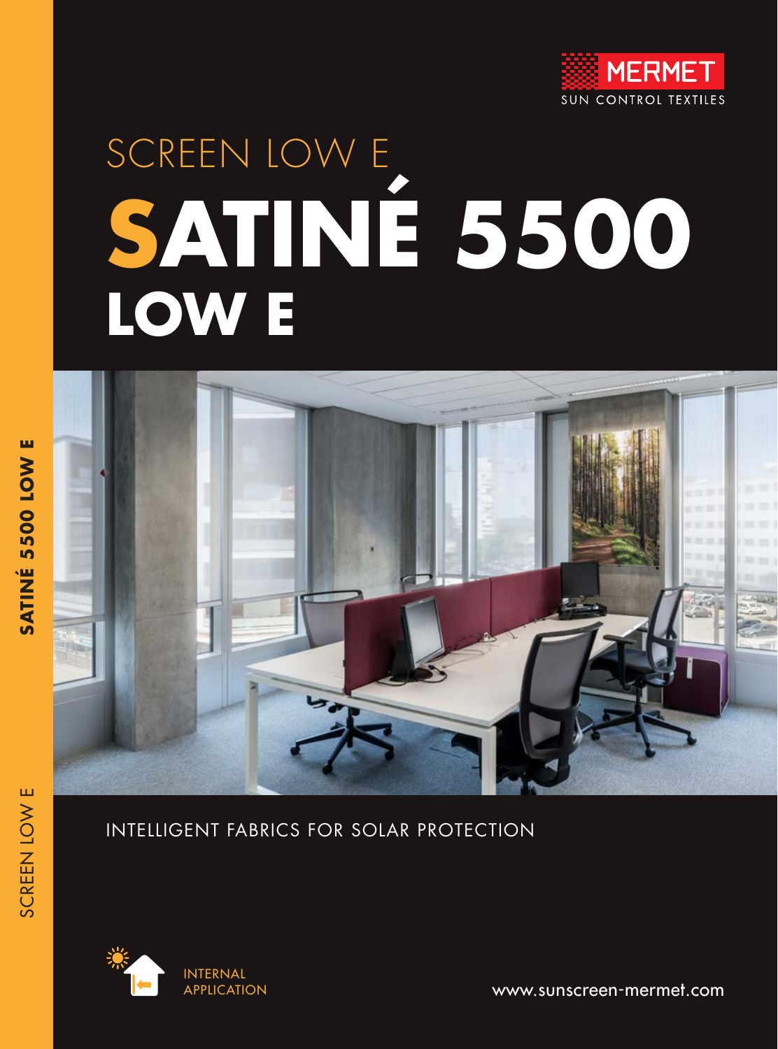MERMET

SUN CONTROL TEXTILES

SCREEN LOW E

# SATINÉ 5500 LOW E

SATINÉ 5500 LOW E

SCREEN LOW E

INTELLIGENT FABRICS FOR SOLAR PROTECTION

INTERNAL APPLICATION

www.sunscreen-mermet.com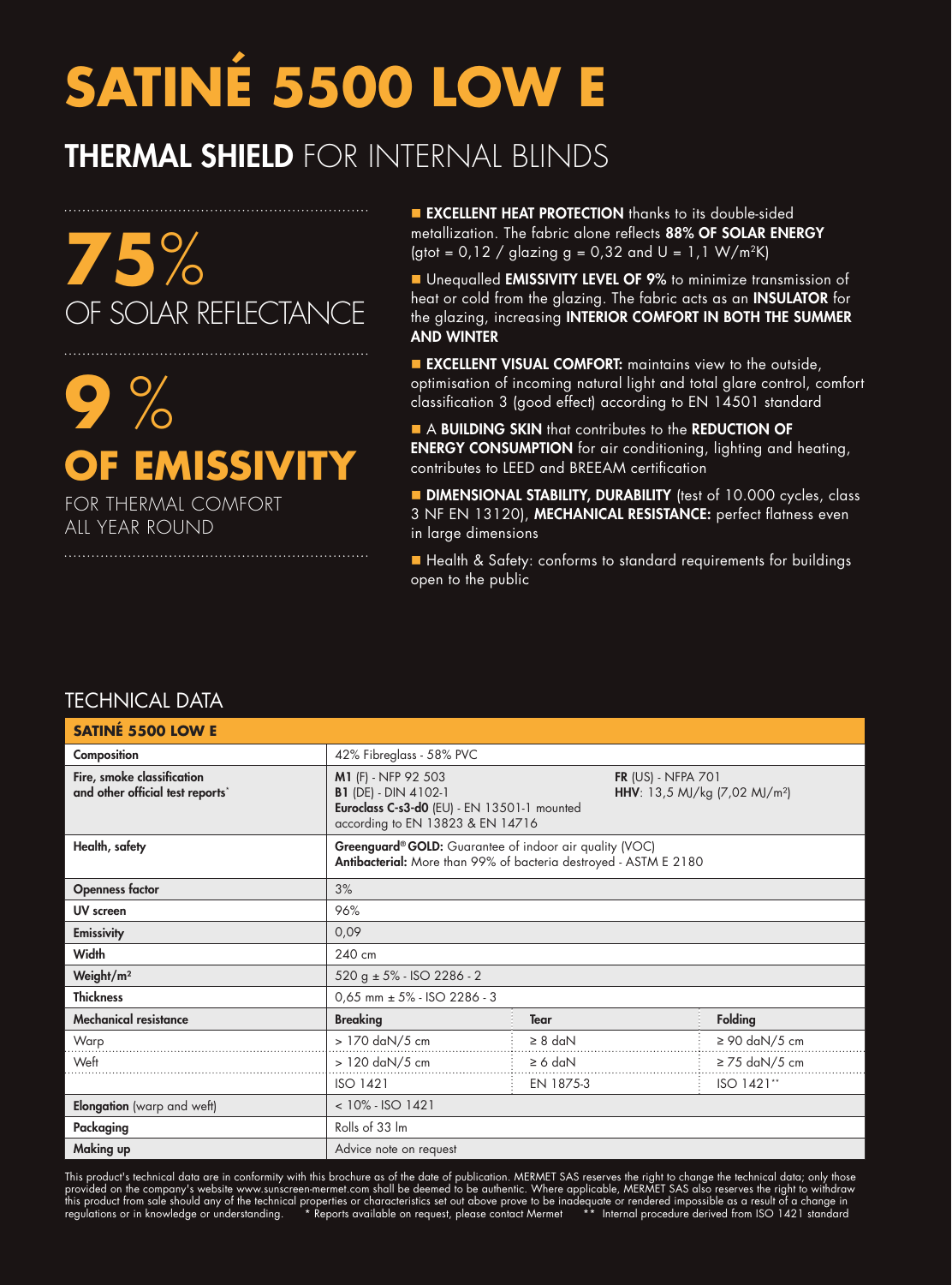# SATINÉ 5500 LOW E

## THERMAL SHIELD FOR INTERNAL BLINDS

**75%**
OF SOLAR REFLECTANCE

**9 %**
**OF EMISSIVITY**
FOR THERMAL COMFORT ALL YEAR ROUND

- **EXCELLENT HEAT PROTECTION** thanks to its double-sided metallization. The fabric alone reflects **88% OF SOLAR ENERGY** (gtot = 0,12 / glazing g = 0,32 and U = 1,1 W/m²K)
- Unequalled **EMISSIVITY LEVEL OF 9%** to minimize transmission of heat or cold from the glazing. The fabric acts as an **INSULATOR** for the glazing, increasing **INTERIOR COMFORT IN BOTH THE SUMMER AND WINTER**
- **EXCELLENT VISUAL COMFORT:** maintains view to the outside, optimisation of incoming natural light and total glare control, comfort classification 3 (good effect) according to EN 14501 standard
- A **BUILDING SKIN** that contributes to the **REDUCTION OF ENERGY CONSUMPTION** for air conditioning, lighting and heating, contributes to LEED and BREEAM certification
- **DIMENSIONAL STABILITY, DURABILITY** (test of 10.000 cycles, class 3 NF EN 13120), **MECHANICAL RESISTANCE:** perfect flatness even in large dimensions
- Health & Safety: conforms to standard requirements for buildings open to the public

## TECHNICAL DATA

| SATINÉ 5500 LOW E | | | |
|---|---|---|---|
| **Composition** | 42% Fibreglass - 58% PVC | | |
| **Fire, smoke classification and other official test reports*** | **M1** (F) - NFP 92 503<br>**B1** (DE) - DIN 4102-1<br>**Euroclass C-s3-d0** (EU) - EN 13501-1 mounted according to EN 13823 & EN 14716 | **FR** (US) - NFPA 701<br>**HHV**: 13,5 MJ/kg (7,02 MJ/m²) | |
| **Health, safety** | **Greenguard® GOLD:** Guarantee of indoor air quality (VOC)<br>**Antibacterial:** More than 99% of bacteria destroyed - ASTM E 2180 | | |
| **Openness factor** | 3% | | |
| **UV screen** | 96% | | |
| **Emissivity** | 0,09 | | |
| **Width** | 240 cm | | |
| **Weight/m²** | 520 g ± 5% - ISO 2286 - 2 | | |
| **Thickness** | 0,65 mm ± 5% - ISO 2286 - 3 | | |
| **Mechanical resistance** | **Breaking** | **Tear** | **Folding** |
| Warp | > 170 daN/5 cm | ≥ 8 daN | ≥ 90 daN/5 cm |
| Weft | > 120 daN/5 cm | ≥ 6 daN | ≥ 75 daN/5 cm |
| | ISO 1421 | EN 1875-3 | ISO 1421** |
| **Elongation** (warp and weft) | < 10% - ISO 1421 | | |
| **Packaging** | Rolls of 33 lm | | |
| **Making up** | Advice note on request | | |

This product's technical data are in conformity with this brochure as of the date of publication. MERMET SAS reserves the right to change the technical data; only those provided on the company's website www.sunscreen-mermet.com shall be deemed to be authentic. Where applicable, MERMET SAS also reserves the right to withdraw this product from sale should any of the technical properties or characteristics set out above prove to be inadequate or rendered impossible as a result of a change in regulations or in knowledge or understanding. * Reports available on request, please contact Mermet ** Internal procedure derived from ISO 1421 standard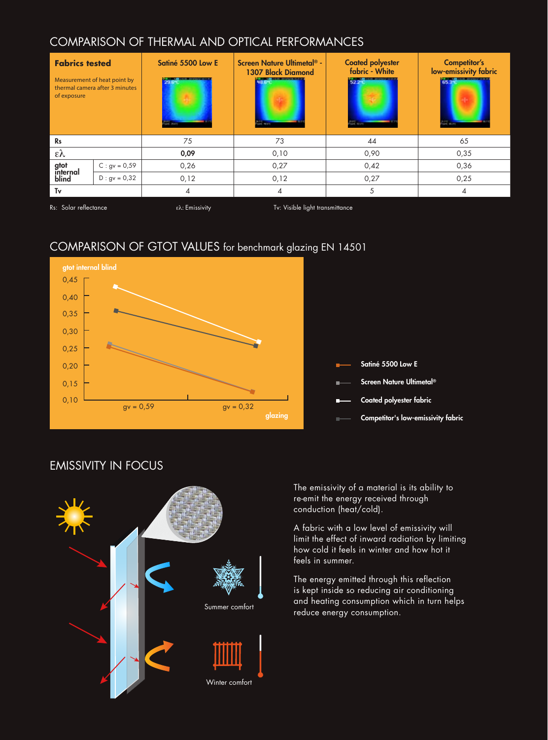## COMPARISON OF THERMAL AND OPTICAL PERFORMANCES

| **Fabrics tested** (Measurement of heat point by thermal camera after 3 minutes of exposure) | | Satiné 5500 Low E | Screen Nature Ultimetal® - 1307 Black Diamond | Coated polyester fabric - White | Competitor's low-emissivity fabric |
|---|---|---|---|---|---|
| Rs | | 75 | 73 | 44 | 65 |
| ελ | | **0,09** | 0,10 | 0,90 | 0,35 |
| gtot internal blind | C : gv = 0,59 | 0,26 | 0,27 | 0,42 | 0,36 |
| | D : gv = 0,32 | 0,12 | 0,12 | 0,27 | 0,25 |
| Tv | | 4 | 4 | 5 | 4 |

Rs: Solar reflectance ελ: Emissivity Tv: Visible light transmittance

## COMPARISON OF GTOT VALUES for benchmark glazing EN 14501

- Satiné 5500 Low E
- Screen Nature Ultimetal®
- Coated polyester fabric
- Competitor's low-emissivity fabric

## EMISSIVITY IN FOCUS

Summer comfort

Winter comfort

The emissivity of a material is its ability to re-emit the energy received through conduction (heat/cold).

A fabric with a low level of emissivity will limit the effect of inward radiation by limiting how cold it feels in winter and how hot it feels in summer.

The energy emitted through this reflection is kept inside so reducing air conditioning and heating consumption which in turn helps reduce energy consumption.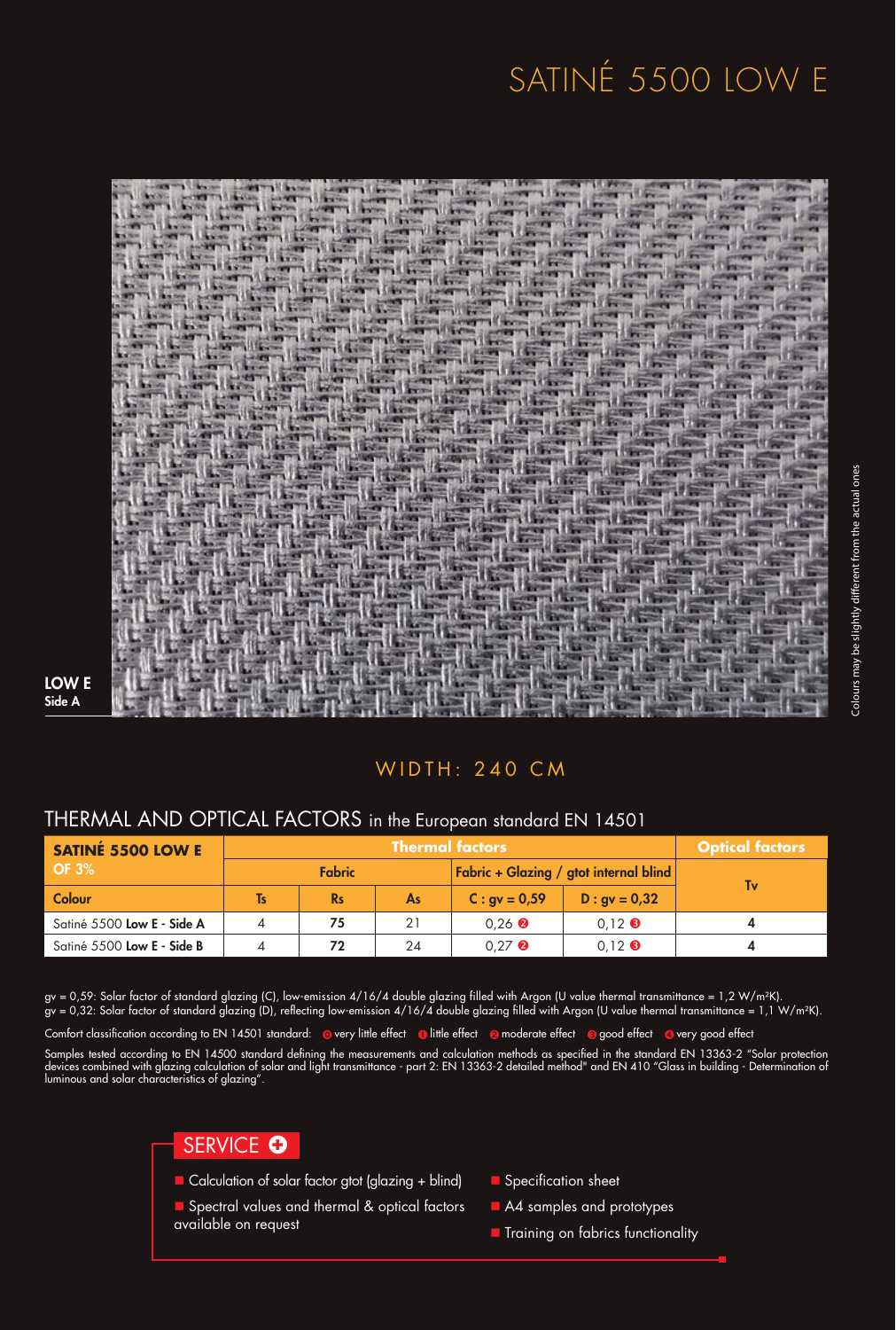# SATINÉ 5500 LOW E

**LOW E**
**Side A**

Colours may be slightly different from the actual ones

WIDTH: 240 CM

## THERMAL AND OPTICAL FACTORS in the European standard EN 14501

| SATINÉ 5500 LOW E OF 3% | Thermal factors | | | | | Optical factors |
|---|---|---|---|---|---|---|
| | Fabric | | | Fabric + Glazing / gtot internal blind | | Tv |
| Colour | Ts | Rs | As | C : gv = 0,59 | D : gv = 0,32 | |
| Satiné 5500 **Low E - Side A** | 4 | **75** | 21 | 0,26 ❷ | 0,12 ❸ | **4** |
| Satiné 5500 **Low E - Side B** | 4 | **72** | 24 | 0,27 ❷ | 0,12 ❸ | **4** |

gv = 0,59: Solar factor of standard glazing (C), low-emission 4/16/4 double glazing filled with Argon (U value thermal transmittance = 1,2 W/m²K).
gv = 0,32: Solar factor of standard glazing (D), reflecting low-emission 4/16/4 double glazing filled with Argon (U value thermal transmittance = 1,1 W/m²K).

Comfort classification according to EN 14501 standard: ⓿ very little effect ❶ little effect ❷ moderate effect ❸ good effect ❹ very good effect

Samples tested according to EN 14500 standard defining the measurements and calculation methods as specified in the standard EN 13363-2 "Solar protection devices combined with glazing calculation of solar and light transmittance - part 2: EN 13363-2 detailed method" and EN 410 "Glass in building - Determination of luminous and solar characteristics of glazing".

## SERVICE ✚

- Calculation of solar factor gtot (glazing + blind)
- Spectral values and thermal & optical factors available on request
- Specification sheet
- A4 samples and prototypes
- Training on fabrics functionality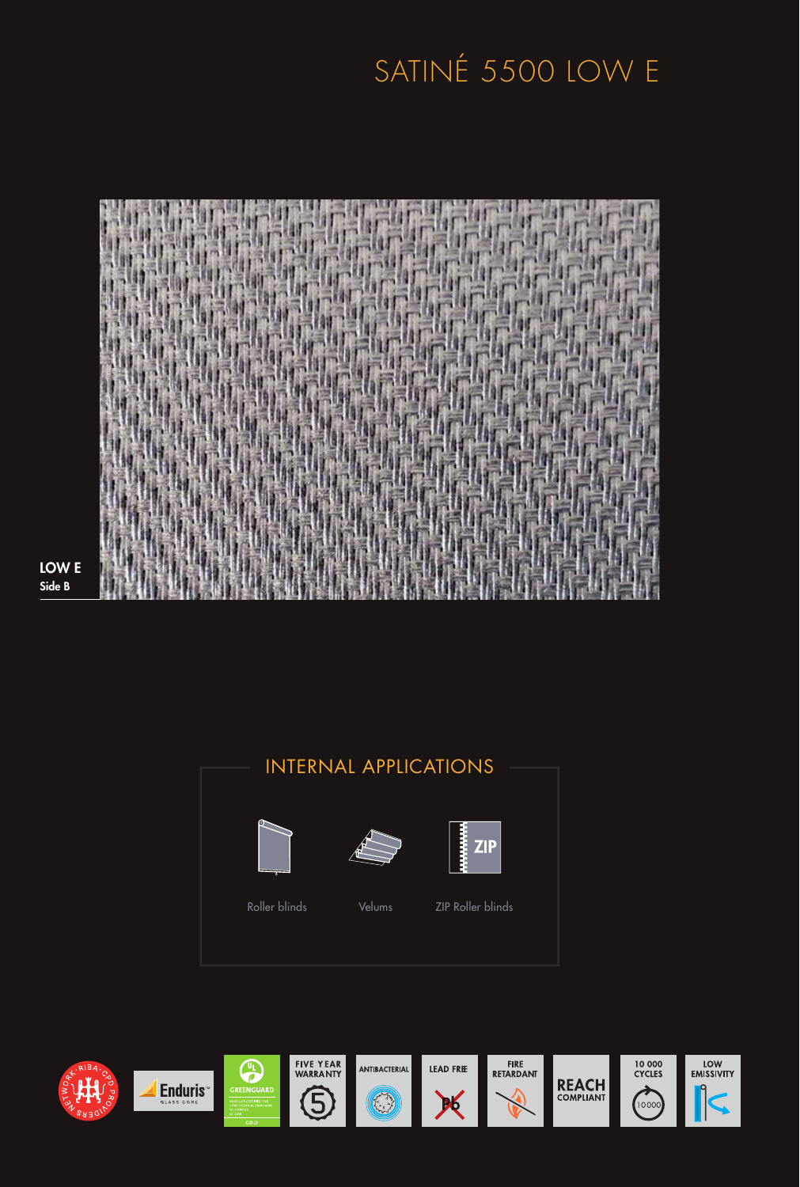# SATINÉ 5500 LOW E

**LOW E**
**Side B**

## INTERNAL APPLICATIONS

Roller blinds

Velums

ZIP Roller blinds

FIVE YEAR WARRANTY

ANTIBACTERIAL

LEAD FREE

FIRE RETARDANT

REACH COMPLIANT

10 000 CYCLES

LOW EMISSIVITY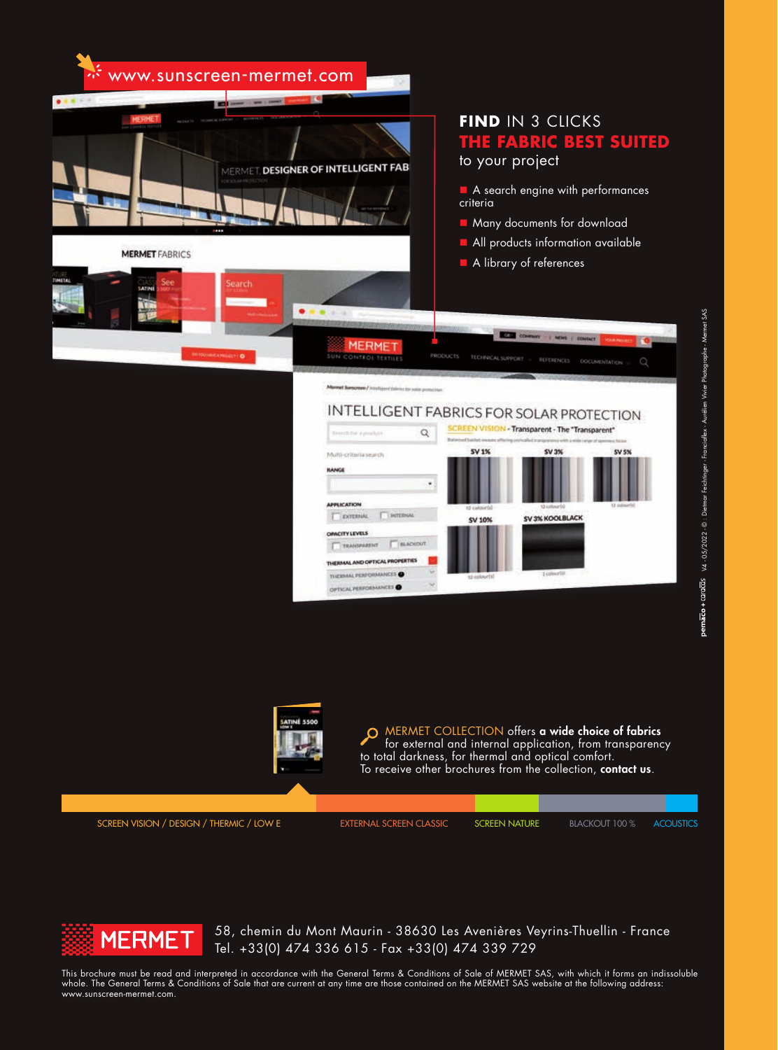www.sunscreen-mermet.com

## FIND IN 3 CLICKS THE FABRIC BEST SUITED to your project

- A search engine with performances criteria
- Many documents for download
- All products information available
- A library of references

MERMET COLLECTION offers **a wide choice of fabrics** for external and internal application, from transparency to total darkness, for thermal and optical comfort.
To receive other brochures from the collection, **contact us**.

SCREEN VISION / DESIGN / THERMIC / LOW E | EXTERNAL SCREEN CLASSIC | SCREEN NATURE | BLACKOUT 100 % | ACOUSTICS

pemaco + caractes V4 - 05/2022 - © : Dietmar Feichtinger - Franciaflex - Aurélien Vivier Photographe - Mermet SAS

MERMET

58, chemin du Mont Maurin - 38630 Les Avenières Veyrins-Thuellin - France
Tel. +33(0) 474 336 615 - Fax +33(0) 474 339 729

This brochure must be read and interpreted in accordance with the General Terms & Conditions of Sale of MERMET SAS, with which it forms an indissoluble whole. The General Terms & Conditions of Sale that are current at any time are those contained on the MERMET SAS website at the following address: www.sunscreen-mermet.com.